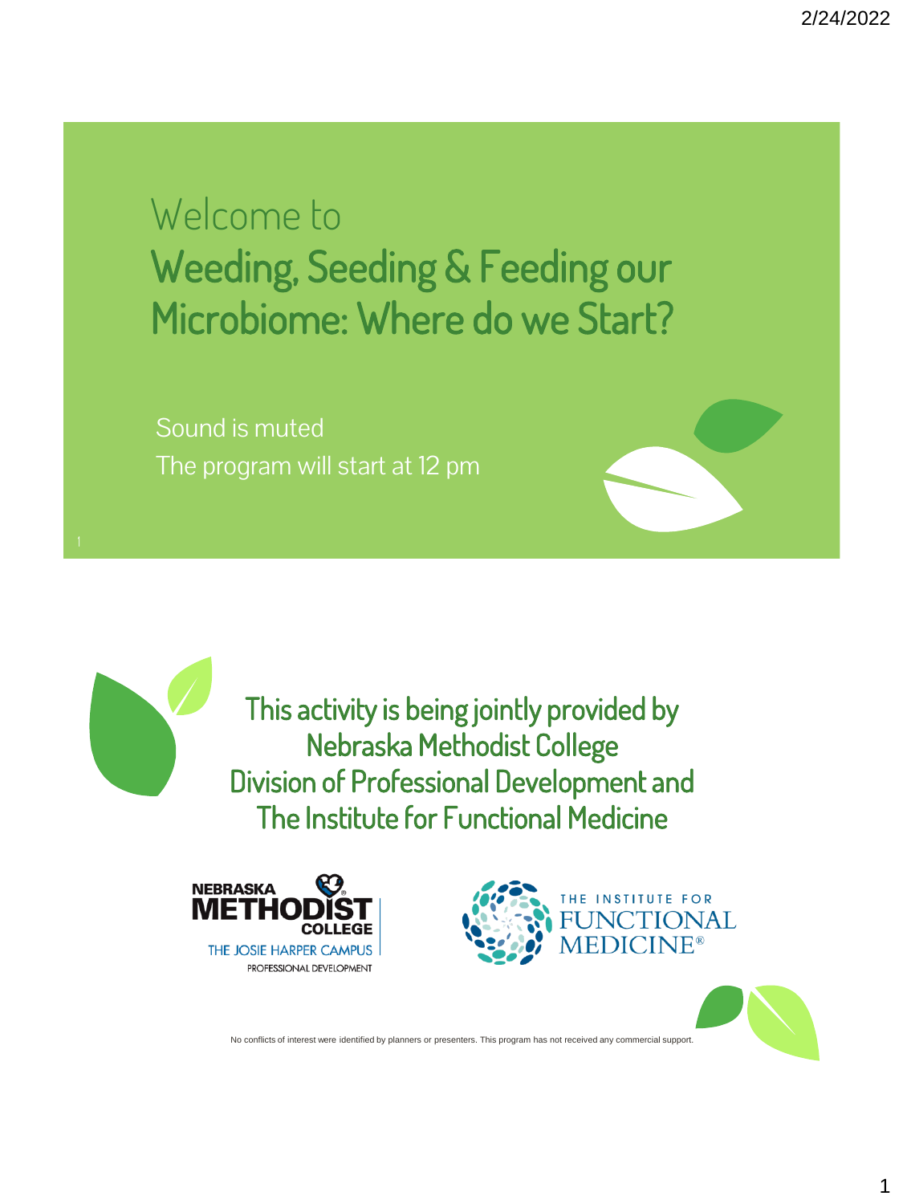# Welcome to

## Weeding, Seeding & Feeding our Microbiome: Where do we Start?

Sound is muted

The program will start at 12 pm

---

**This activity is being jointly provided by Nebraska Methodist College Division of Professional Development and The Institute for Functional Medicine**

NEBRASKA METHODIST COLLEGE
THE JOSIE HARPER CAMPUS
PROFESSIONAL DEVELOPMENT

THE INSTITUTE FOR FUNCTIONAL MEDICINE®

No conflicts of interest were identified by planners or presenters. This program has not received any commercial support.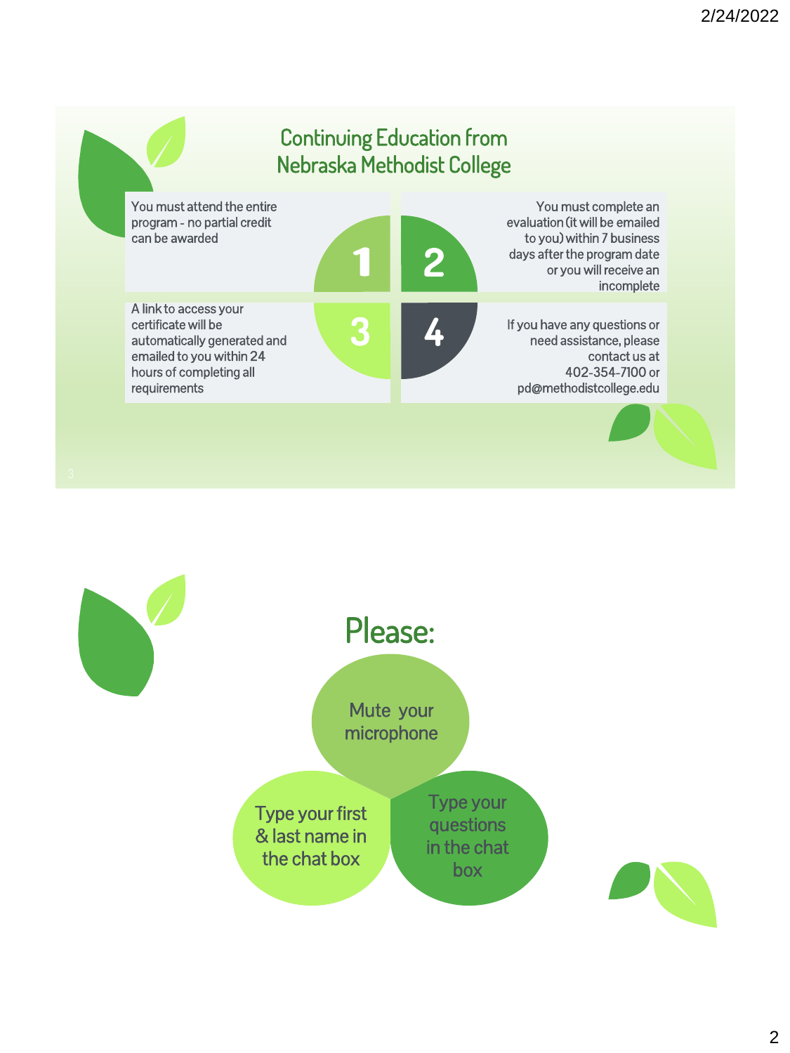## Continuing Education from Nebraska Methodist College

1. You must attend the entire program - no partial credit can be awarded
2. You must complete an evaluation (it will be emailed to you) within 7 business days after the program date or you will receive an incomplete
3. A link to access your certificate will be automatically generated and emailed to you within 24 hours of completing all requirements
4. If you have any questions or need assistance, please contact us at 402-354-7100 or pd@methodistcollege.edu

## Please:

- Mute your microphone
- Type your first & last name in the chat box
- Type your questions in the chat box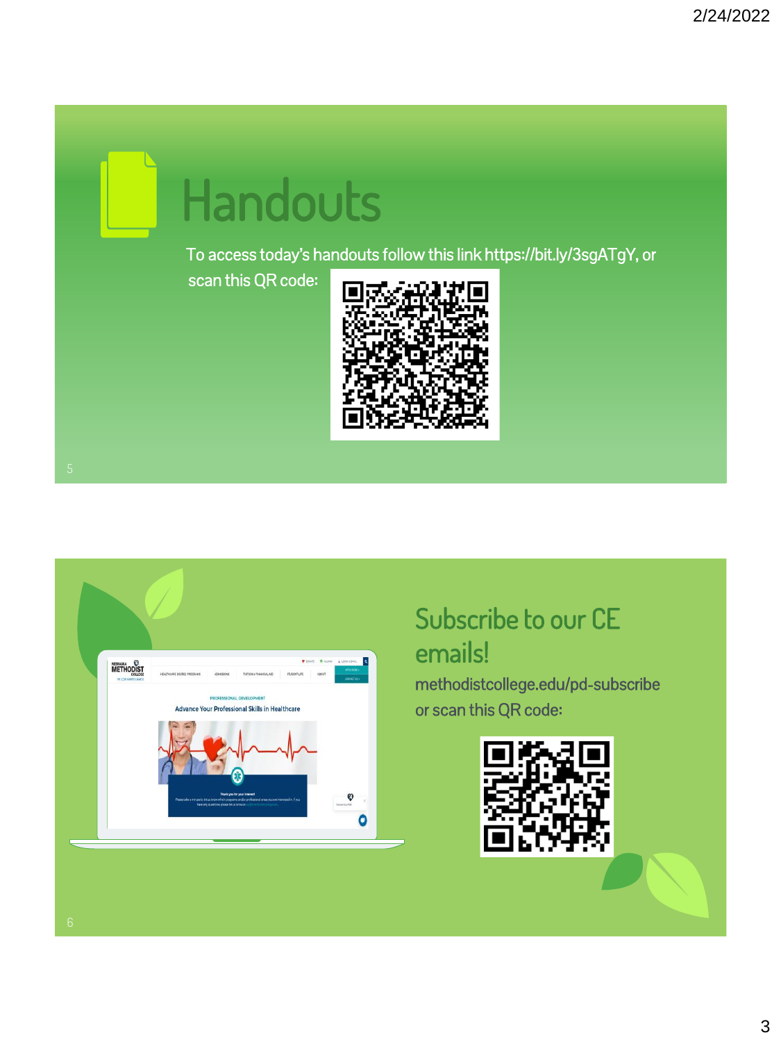# Handouts

To access today's handouts follow this link https://bit.ly/3sgATgY, or scan this QR code:

# Subscribe to our CE emails!

methodistcollege.edu/pd-subscribe or scan this QR code: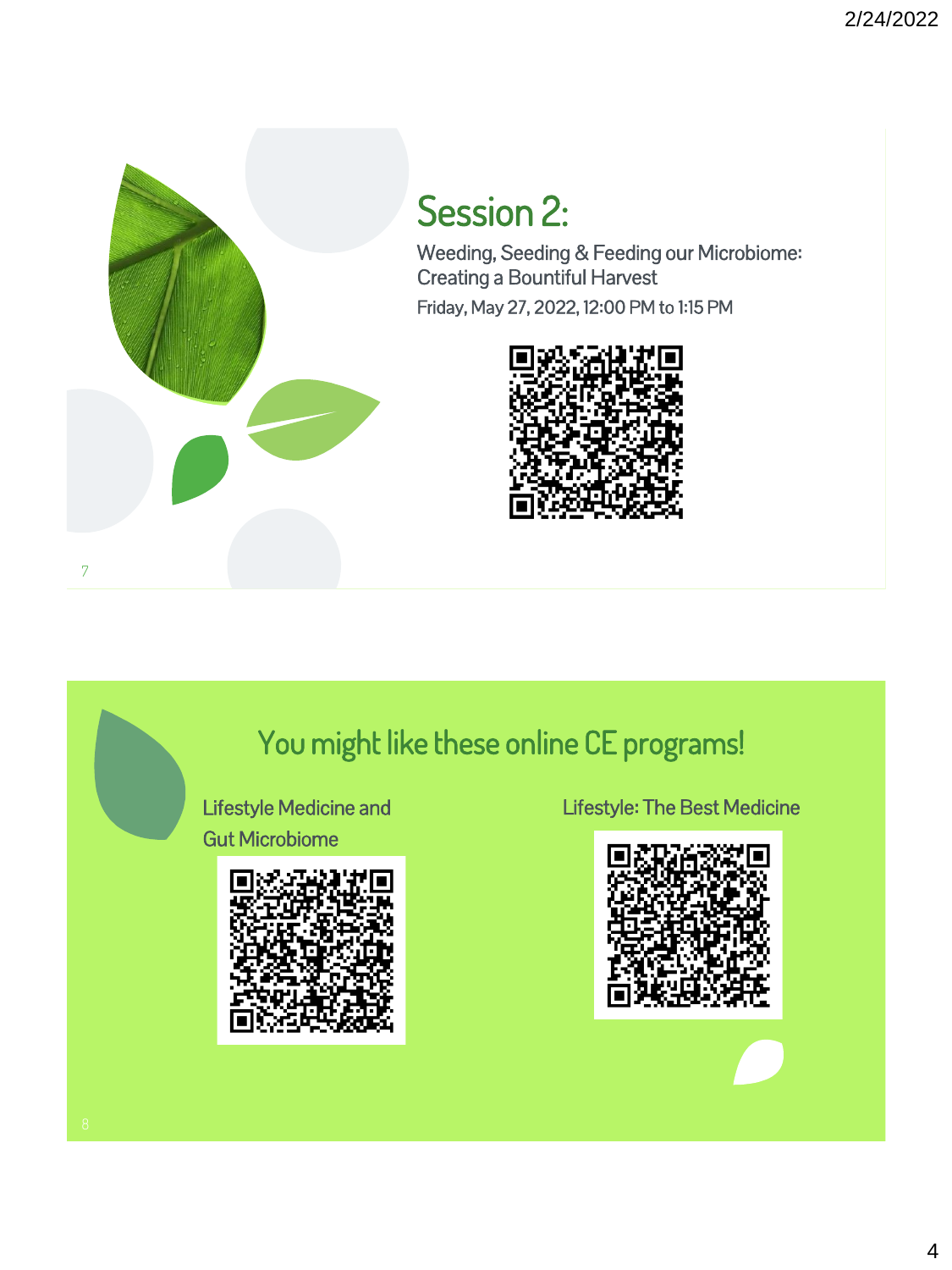## Session 2:

Weeding, Seeding & Feeding our Microbiome: Creating a Bountiful Harvest

Friday, May 27, 2022, 12:00 PM to 1:15 PM

## You might like these online CE programs!

Lifestyle Medicine and Gut Microbiome

Lifestyle: The Best Medicine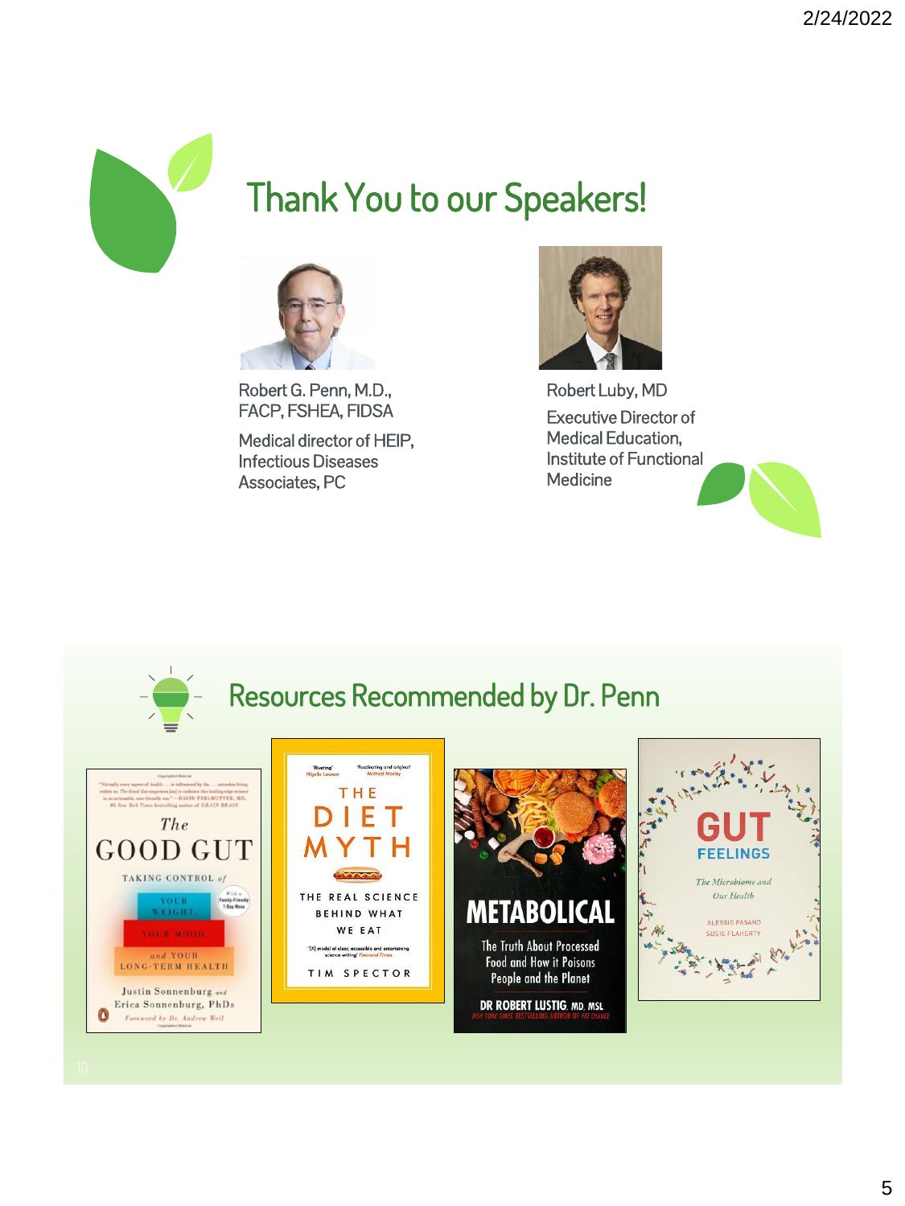# Thank You to our Speakers!

Robert G. Penn, M.D., FACP, FSHEA, FIDSA

Medical director of HEIP, Infectious Diseases Associates, PC

Robert Luby, MD

Executive Director of Medical Education, Institute of Functional Medicine

## Resources Recommended by Dr. Penn

- *The Good Gut: Taking Control of Your Weight, Your Mood, and Your Long-Term Health* — Justin Sonnenburg and Erica Sonnenburg, PhDs
- *The Diet Myth: The Real Science Behind What We Eat* — Tim Spector
- *Metabolical: The Truth About Processed Food and How it Poisons People and the Planet* — Dr Robert Lustig, MD, MSL
- *Gut Feelings: The Microbiome and Our Health* — Alessio Fasano, Susie Flaherty